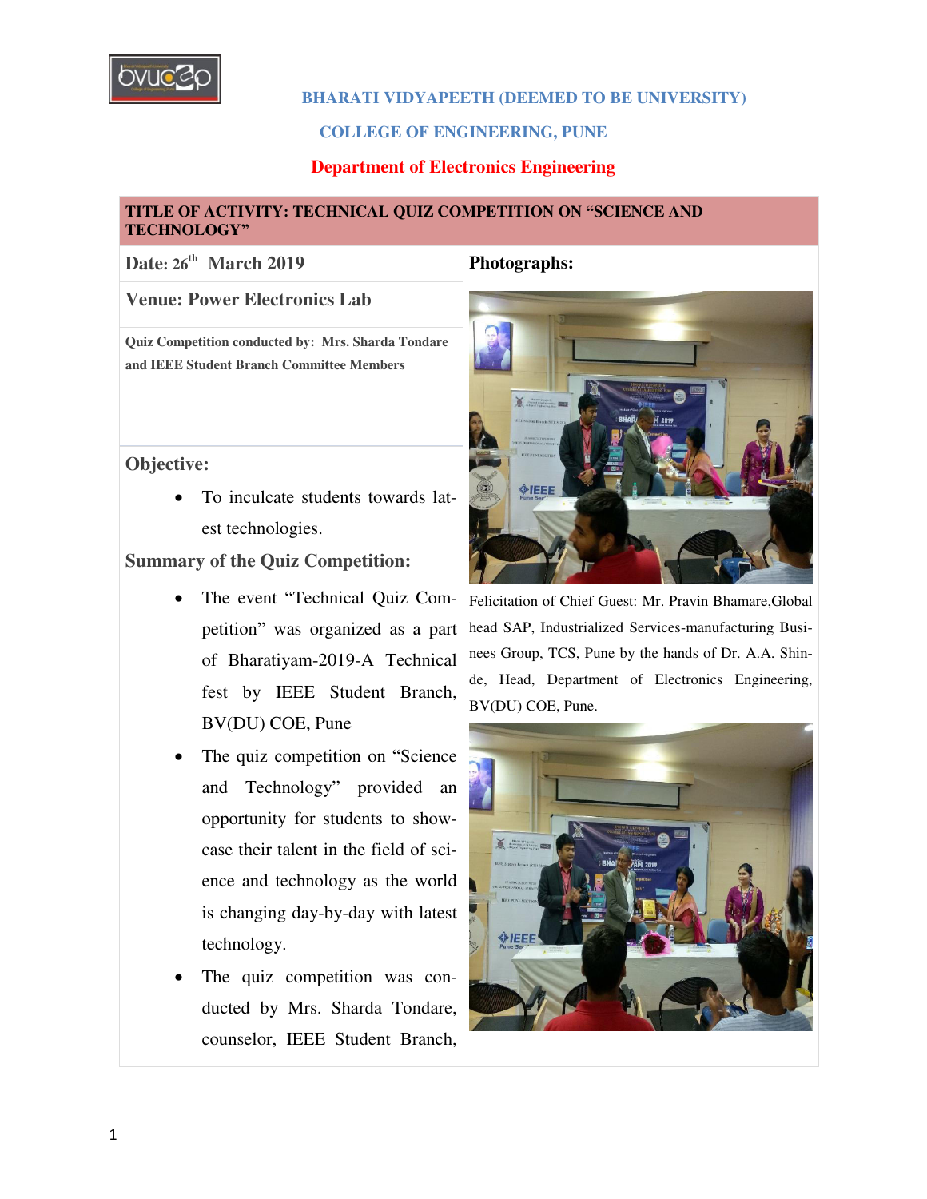**BHARATI VIDYAPEETH (DEEMED TO BE UNIVERSITY)**

**COLLEGE OF ENGINEERING, PUNE**

**Department of Electronics Engineering**

## TITLE OF ACTIVITY: TECHNICAL QUIZ COMPETITION ON "SCIENCE AND TECHNOLOGY"

**Date: 26th March 2019**

**Venue: Power Electronics Lab**

**Quiz Competition conducted by: Mrs. Sharda Tondare and IEEE Student Branch Committee Members**

### Objective:

- To inculcate students towards latest technologies.

### Summary of the Quiz Competition:

- The event "Technical Quiz Competition" was organized as a part of Bharatiyam-2019-A Technical fest by IEEE Student Branch, BV(DU) COE, Pune
- The quiz competition on "Science and Technology" provided an opportunity for students to showcase their talent in the field of science and technology as the world is changing day-by-day with latest technology.
- The quiz competition was conducted by Mrs. Sharda Tondare, counselor, IEEE Student Branch,

**Photographs:**

Felicitation of Chief Guest: Mr. Pravin Bhamare,Global head SAP, Industrialized Services-manufacturing Businees Group, TCS, Pune by the hands of Dr. A.A. Shinde, Head, Department of Electronics Engineering, BV(DU) COE, Pune.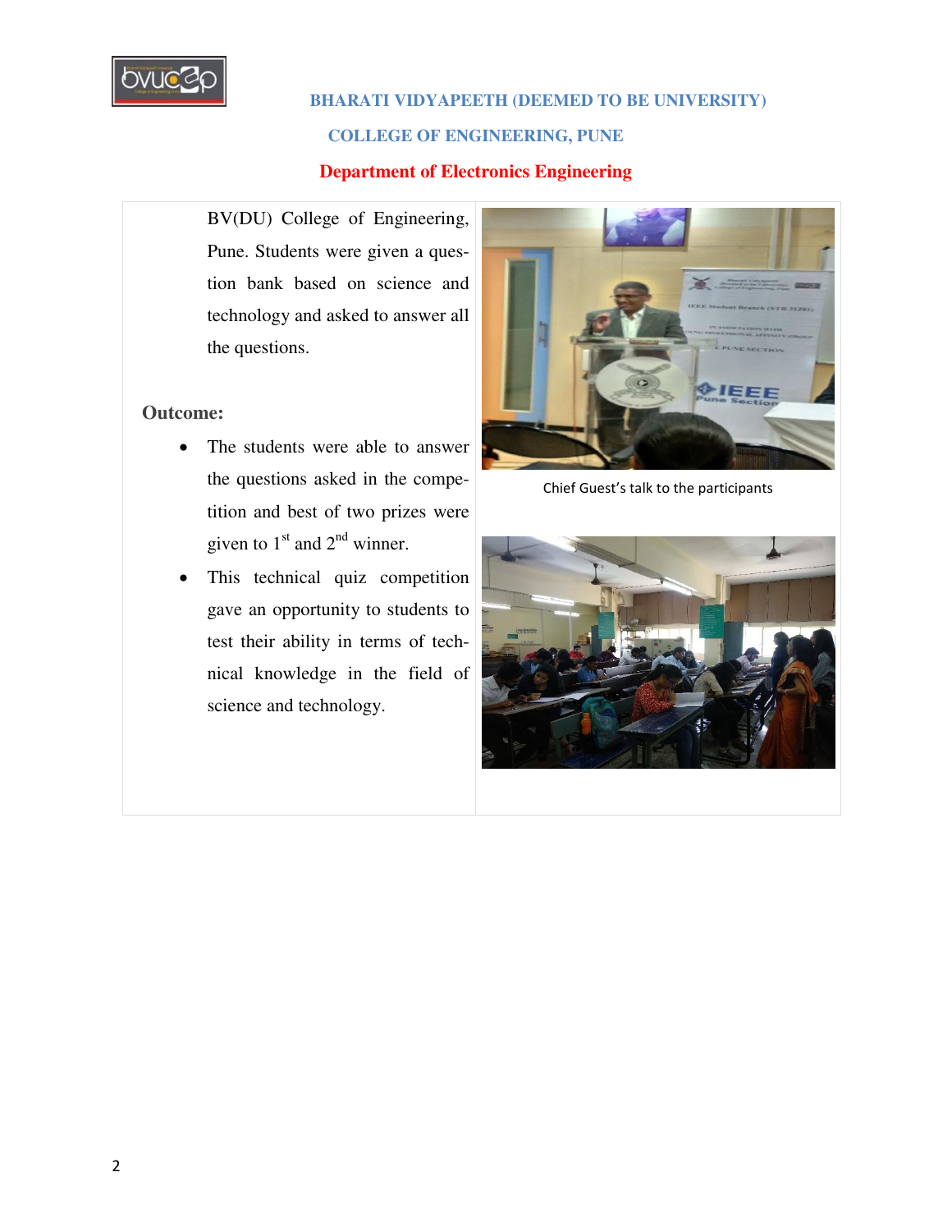BV(DU) College of Engineering, Pune. Students were given a question bank based on science and technology and asked to answer all the questions.

**Outcome:**

- The students were able to answer the questions asked in the competition and best of two prizes were given to $1^{st}$ and $2^{nd}$ winner.
- This technical quiz competition gave an opportunity to students to test their ability in terms of technical knowledge in the field of science and technology.

Chief Guest's talk to the participants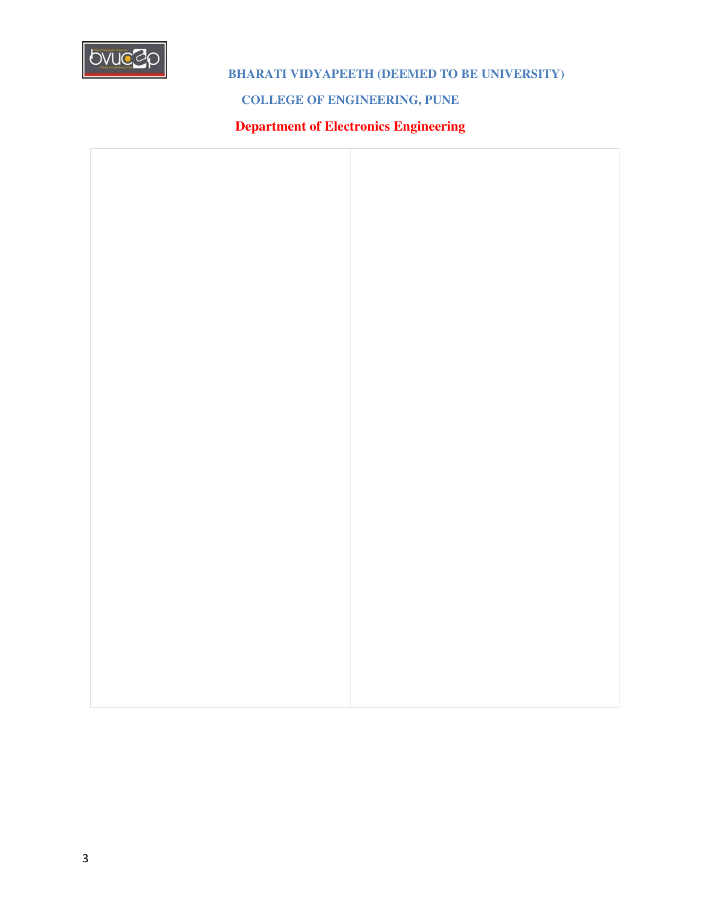**BHARATI VIDYAPEETH (DEEMED TO BE UNIVERSITY)**

**COLLEGE OF ENGINEERING, PUNE**

**Department of Electronics Engineering**

| | |
|---|---|
| | |